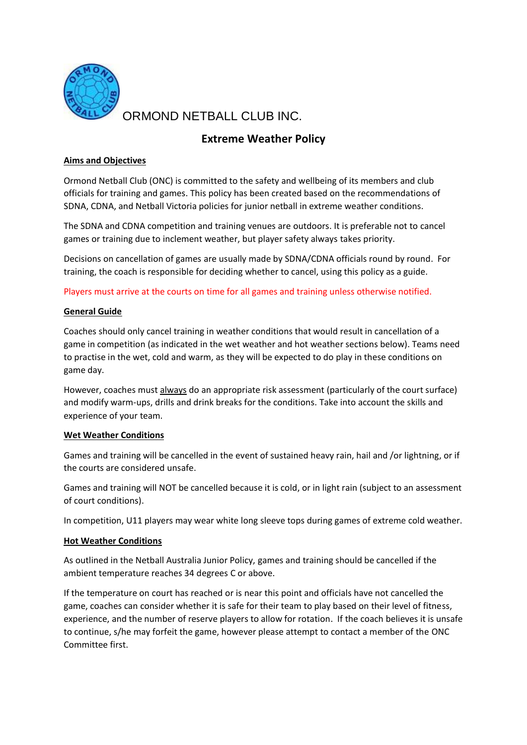ORMOND NETBALL CLUB INC.

# Extreme Weather Policy

## Aims and Objectives

Ormond Netball Club (ONC) is committed to the safety and wellbeing of its members and club officials for training and games. This policy has been created based on the recommendations of SDNA, CDNA, and Netball Victoria policies for junior netball in extreme weather conditions.

The SDNA and CDNA competition and training venues are outdoors. It is preferable not to cancel games or training due to inclement weather, but player safety always takes priority.

Decisions on cancellation of games are usually made by SDNA/CDNA officials round by round. For training, the coach is responsible for deciding whether to cancel, using this policy as a guide.

Players must arrive at the courts on time for all games and training unless otherwise notified.

## General Guide

Coaches should only cancel training in weather conditions that would result in cancellation of a game in competition (as indicated in the wet weather and hot weather sections below). Teams need to practise in the wet, cold and warm, as they will be expected to do play in these conditions on game day.

However, coaches must always do an appropriate risk assessment (particularly of the court surface) and modify warm-ups, drills and drink breaks for the conditions. Take into account the skills and experience of your team.

## Wet Weather Conditions

Games and training will be cancelled in the event of sustained heavy rain, hail and /or lightning, or if the courts are considered unsafe.

Games and training will NOT be cancelled because it is cold, or in light rain (subject to an assessment of court conditions).

In competition, U11 players may wear white long sleeve tops during games of extreme cold weather.

## Hot Weather Conditions

As outlined in the Netball Australia Junior Policy, games and training should be cancelled if the ambient temperature reaches 34 degrees C or above.

If the temperature on court has reached or is near this point and officials have not cancelled the game, coaches can consider whether it is safe for their team to play based on their level of fitness, experience, and the number of reserve players to allow for rotation. If the coach believes it is unsafe to continue, s/he may forfeit the game, however please attempt to contact a member of the ONC Committee first.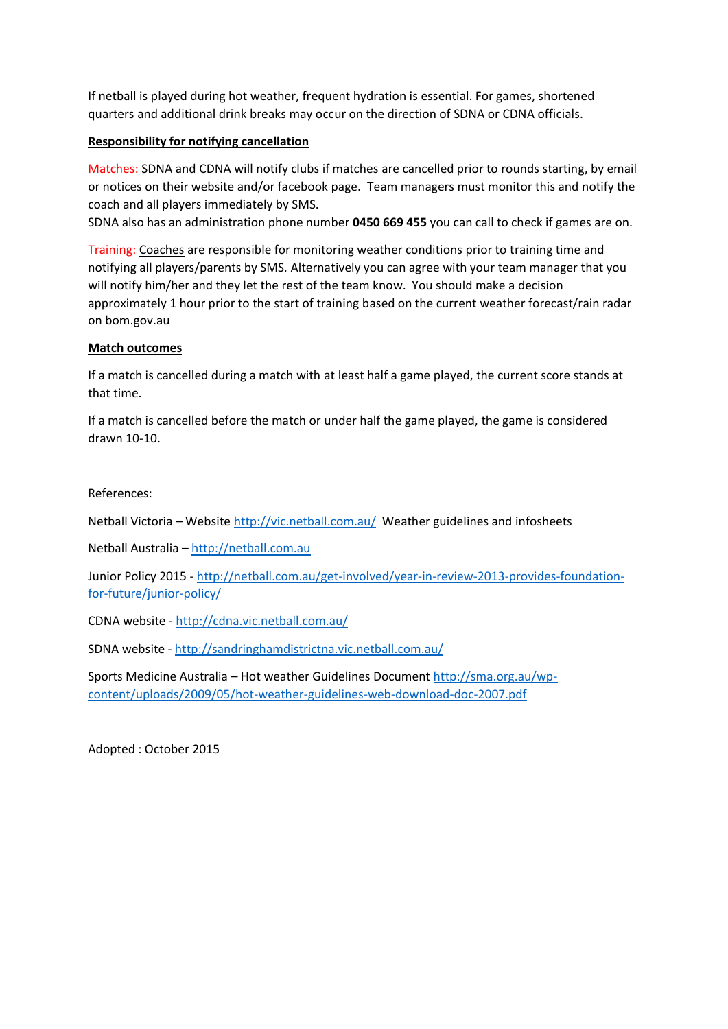If netball is played during hot weather, frequent hydration is essential. For games, shortened quarters and additional drink breaks may occur on the direction of SDNA or CDNA officials.

**Responsibility for notifying cancellation**

Matches: SDNA and CDNA will notify clubs if matches are cancelled prior to rounds starting, by email or notices on their website and/or facebook page. Team managers must monitor this and notify the coach and all players immediately by SMS.
SDNA also has an administration phone number **0450 669 455** you can call to check if games are on.

Training: Coaches are responsible for monitoring weather conditions prior to training time and notifying all players/parents by SMS. Alternatively you can agree with your team manager that you will notify him/her and they let the rest of the team know. You should make a decision approximately 1 hour prior to the start of training based on the current weather forecast/rain radar on bom.gov.au

**Match outcomes**

If a match is cancelled during a match with at least half a game played, the current score stands at that time.

If a match is cancelled before the match or under half the game played, the game is considered drawn 10-10.

References:

Netball Victoria – Website http://vic.netball.com.au/ Weather guidelines and infosheets

Netball Australia – http://netball.com.au

Junior Policy 2015 - http://netball.com.au/get-involved/year-in-review-2013-provides-foundation-for-future/junior-policy/

CDNA website - http://cdna.vic.netball.com.au/

SDNA website - http://sandringhamdistrictna.vic.netball.com.au/

Sports Medicine Australia – Hot weather Guidelines Document http://sma.org.au/wp-content/uploads/2009/05/hot-weather-guidelines-web-download-doc-2007.pdf

Adopted : October 2015